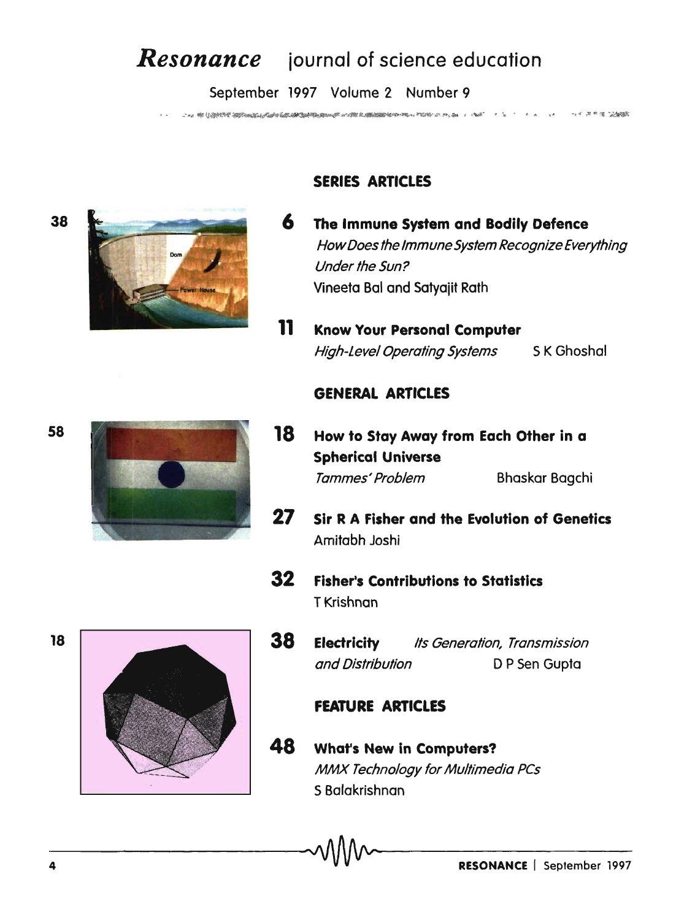# *Resonance* journal of science education

September 1997 Volume 2 Number 9

## SERIES ARTICLES

**6** **The Immune System and Bodily Defence**
*How Does the Immune System Recognize Everything Under the Sun?*
Vineeta Bal and Satyajit Rath

**11** **Know Your Personal Computer**
*High-Level Operating Systems* S K Ghoshal

## GENERAL ARTICLES

**18** **How to Stay Away from Each Other in a Spherical Universe**
*Tammes' Problem* Bhaskar Bagchi

**27** **Sir R A Fisher and the Evolution of Genetics**
Amitabh Joshi

**32** **Fisher's Contributions to Statistics**
T Krishnan

**38** **Electricity** *Its Generation, Transmission and Distribution* D P Sen Gupta

## FEATURE ARTICLES

**48** **What's New in Computers?**
*MMX Technology for Multimedia PCs*
S Balakrishnan

38

58

18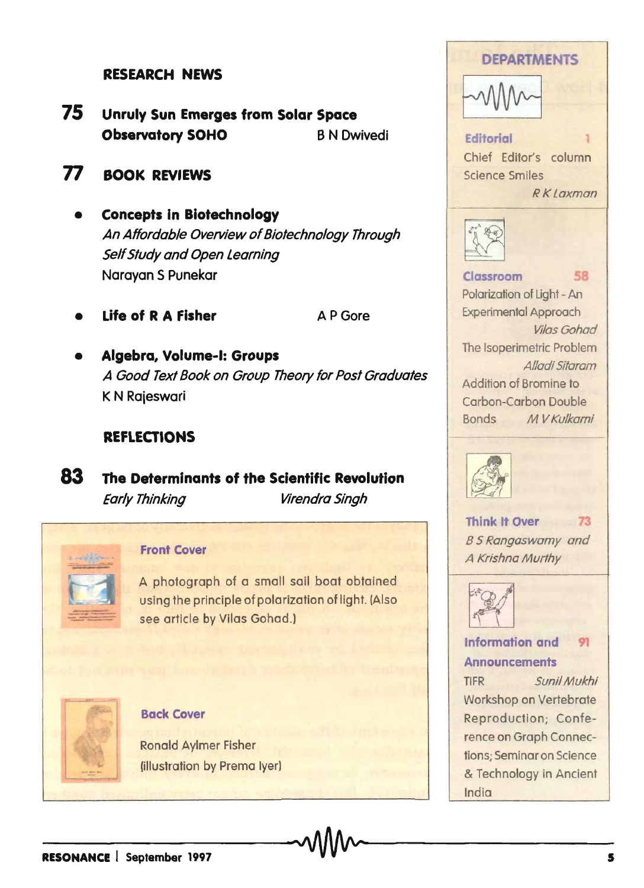## RESEARCH NEWS

**75** **Unruly Sun Emerges from Solar Space Observatory SOHO** B N Dwivedi

**77** **BOOK REVIEWS**

- **Concepts in Biotechnology**
  *An Affordable Overview of Biotechnology Through Self Study and Open Learning*
  Narayan S Punekar

- **Life of R A Fisher** A P Gore

- **Algebra, Volume-I: Groups**
  *A Good Text Book on Group Theory for Post Graduates*
  K N Rajeswari

## REFLECTIONS

**83** **The Determinants of the Scientific Revolution**
*Early Thinking* *Virendra Singh*

**Front Cover**

A photograph of a small sail boat obtained using the principle of polarization of light. (Also see article by Vilas Gohad.)

**Back Cover**

Ronald Aylmer Fisher
(illustration by Prema Iyer)

## DEPARTMENTS

**Editorial** 1
Chief Editor's column
Science Smiles
*R K Laxman*

**Classroom** 58
Polarization of Light - An Experimental Approach
*Vilas Gohad*
The Isoperimetric Problem
*Alladi Sitaram*
Addition of Bromine to Carbon-Carbon Double Bonds *M V Kulkarni*

**Think It Over** 73
*B S Rangaswamy and A Krishna Murthy*

**Information and Announcements** 91
TIFR *Sunil Mukhi*
Workshop on Vertebrate Reproduction; Conference on Graph Connections; Seminar on Science & Technology in Ancient India